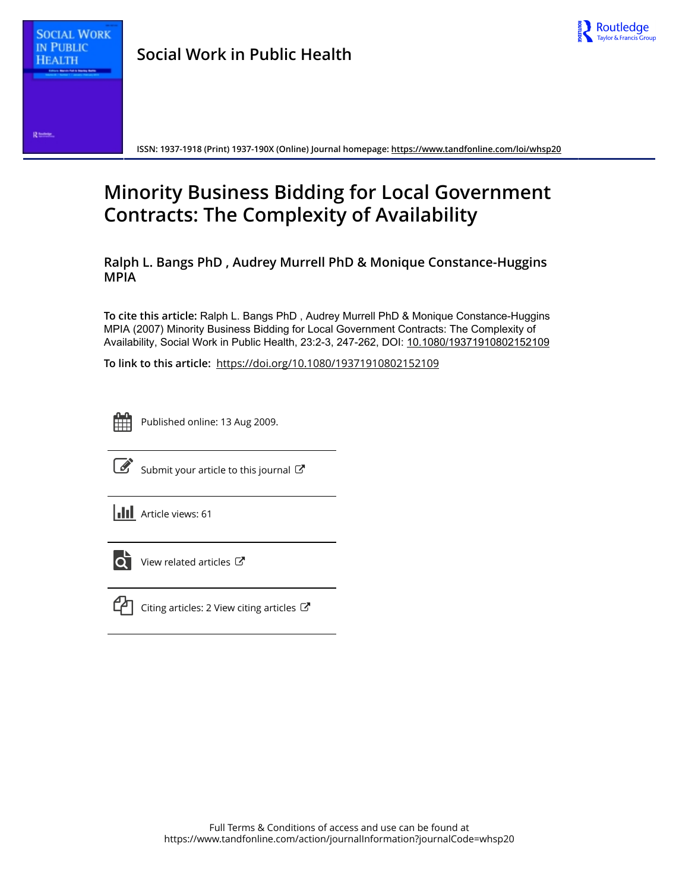Social Work in Public Health

ISSN: 1937-1918 (Print) 1937-190X (Online) Journal homepage: https://www.tandfonline.com/loi/whsp20

# Minority Business Bidding for Local Government Contracts: The Complexity of Availability

**Ralph L. Bangs PhD , Audrey Murrell PhD & Monique Constance-Huggins MPIA**

**To cite this article:** Ralph L. Bangs PhD , Audrey Murrell PhD & Monique Constance-Huggins MPIA (2007) Minority Business Bidding for Local Government Contracts: The Complexity of Availability, Social Work in Public Health, 23:2-3, 247-262, DOI: 10.1080/19371910802152109

**To link to this article:** https://doi.org/10.1080/19371910802152109

Published online: 13 Aug 2009.

Submit your article to this journal

Article views: 61

View related articles

Citing articles: 2 View citing articles

Full Terms & Conditions of access and use can be found at https://www.tandfonline.com/action/journalInformation?journalCode=whsp20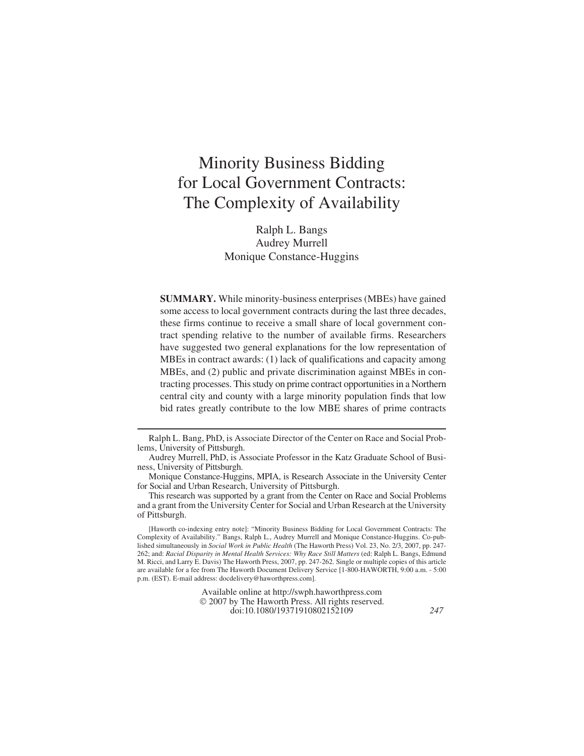# Minority Business Bidding for Local Government Contracts: The Complexity of Availability

Ralph L. Bangs
Audrey Murrell
Monique Constance-Huggins

**SUMMARY.** While minority-business enterprises (MBEs) have gained some access to local government contracts during the last three decades, these firms continue to receive a small share of local government contract spending relative to the number of available firms. Researchers have suggested two general explanations for the low representation of MBEs in contract awards: (1) lack of qualifications and capacity among MBEs, and (2) public and private discrimination against MBEs in contracting processes. This study on prime contract opportunities in a Northern central city and county with a large minority population finds that low bid rates greatly contribute to the low MBE shares of prime contracts

---

Ralph L. Bang, PhD, is Associate Director of the Center on Race and Social Problems, University of Pittsburgh.

Audrey Murrell, PhD, is Associate Professor in the Katz Graduate School of Business, University of Pittsburgh.

Monique Constance-Huggins, MPIA, is Research Associate in the University Center for Social and Urban Research, University of Pittsburgh.

This research was supported by a grant from the Center on Race and Social Problems and a grant from the University Center for Social and Urban Research at the University of Pittsburgh.

[Haworth co-indexing entry note]: "Minority Business Bidding for Local Government Contracts: The Complexity of Availability." Bangs, Ralph L., Audrey Murrell and Monique Constance-Huggins. Co-published simultaneously in *Social Work in Public Health* (The Haworth Press) Vol. 23, No. 2/3, 2007, pp. 247-262; and: *Racial Disparity in Mental Health Services: Why Race Still Matters* (ed: Ralph L. Bangs, Edmund M. Ricci, and Larry E. Davis) The Haworth Press, 2007, pp. 247-262. Single or multiple copies of this article are available for a fee from The Haworth Document Delivery Service [1-800-HAWORTH, 9:00 a.m. - 5:00 p.m. (EST). E-mail address: docdelivery@haworthpress.com].

Available online at http://swph.haworthpress.com
© 2007 by The Haworth Press. All rights reserved.
doi:10.1080/19371910802152109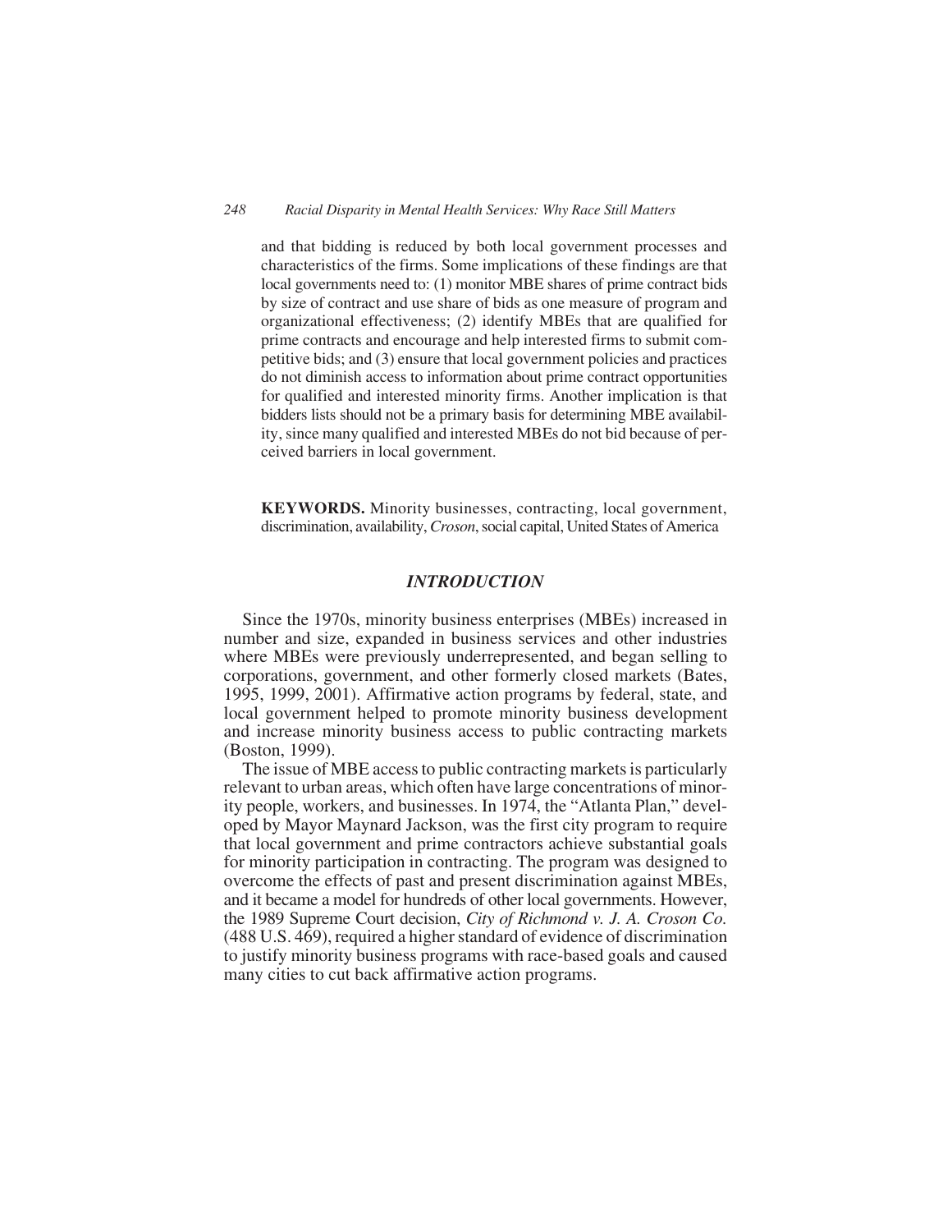and that bidding is reduced by both local government processes and characteristics of the firms. Some implications of these findings are that local governments need to: (1) monitor MBE shares of prime contract bids by size of contract and use share of bids as one measure of program and organizational effectiveness; (2) identify MBEs that are qualified for prime contracts and encourage and help interested firms to submit competitive bids; and (3) ensure that local government policies and practices do not diminish access to information about prime contract opportunities for qualified and interested minority firms. Another implication is that bidders lists should not be a primary basis for determining MBE availability, since many qualified and interested MBEs do not bid because of perceived barriers in local government.

**KEYWORDS.** Minority businesses, contracting, local government, discrimination, availability, *Croson*, social capital, United States of America

## *INTRODUCTION*

Since the 1970s, minority business enterprises (MBEs) increased in number and size, expanded in business services and other industries where MBEs were previously underrepresented, and began selling to corporations, government, and other formerly closed markets (Bates, 1995, 1999, 2001). Affirmative action programs by federal, state, and local government helped to promote minority business development and increase minority business access to public contracting markets (Boston, 1999).

The issue of MBE access to public contracting markets is particularly relevant to urban areas, which often have large concentrations of minority people, workers, and businesses. In 1974, the "Atlanta Plan," developed by Mayor Maynard Jackson, was the first city program to require that local government and prime contractors achieve substantial goals for minority participation in contracting. The program was designed to overcome the effects of past and present discrimination against MBEs, and it became a model for hundreds of other local governments. However, the 1989 Supreme Court decision, *City of Richmond v. J. A. Croson Co.* (488 U.S. 469), required a higher standard of evidence of discrimination to justify minority business programs with race-based goals and caused many cities to cut back affirmative action programs.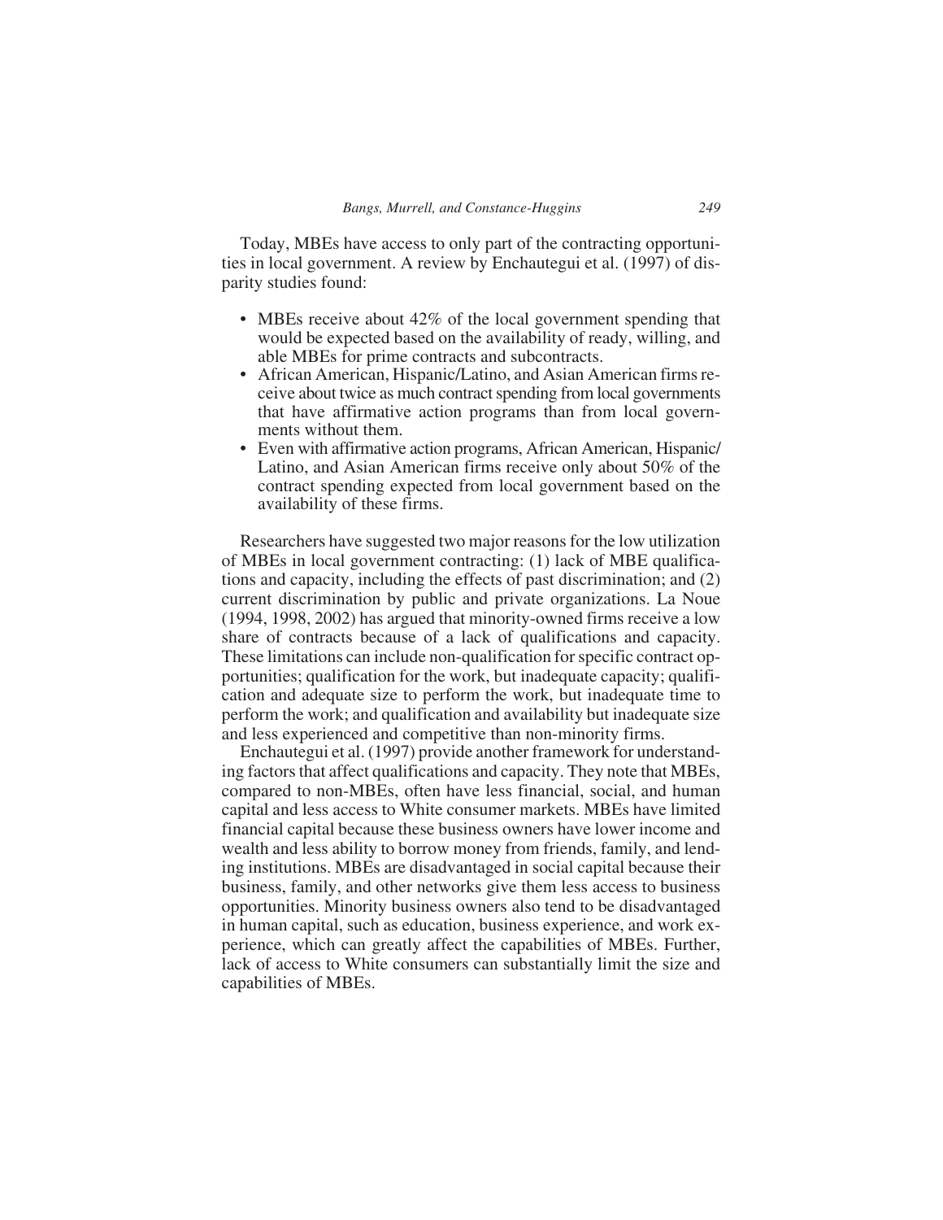Today, MBEs have access to only part of the contracting opportunities in local government. A review by Enchautegui et al. (1997) of disparity studies found:

- MBEs receive about 42% of the local government spending that would be expected based on the availability of ready, willing, and able MBEs for prime contracts and subcontracts.
- African American, Hispanic/Latino, and Asian American firms receive about twice as much contract spending from local governments that have affirmative action programs than from local governments without them.
- Even with affirmative action programs, African American, Hispanic/Latino, and Asian American firms receive only about 50% of the contract spending expected from local government based on the availability of these firms.

Researchers have suggested two major reasons for the low utilization of MBEs in local government contracting: (1) lack of MBE qualifications and capacity, including the effects of past discrimination; and (2) current discrimination by public and private organizations. La Noue (1994, 1998, 2002) has argued that minority-owned firms receive a low share of contracts because of a lack of qualifications and capacity. These limitations can include non-qualification for specific contract opportunities; qualification for the work, but inadequate capacity; qualification and adequate size to perform the work, but inadequate time to perform the work; and qualification and availability but inadequate size and less experienced and competitive than non-minority firms.

Enchautegui et al. (1997) provide another framework for understanding factors that affect qualifications and capacity. They note that MBEs, compared to non-MBEs, often have less financial, social, and human capital and less access to White consumer markets. MBEs have limited financial capital because these business owners have lower income and wealth and less ability to borrow money from friends, family, and lending institutions. MBEs are disadvantaged in social capital because their business, family, and other networks give them less access to business opportunities. Minority business owners also tend to be disadvantaged in human capital, such as education, business experience, and work experience, which can greatly affect the capabilities of MBEs. Further, lack of access to White consumers can substantially limit the size and capabilities of MBEs.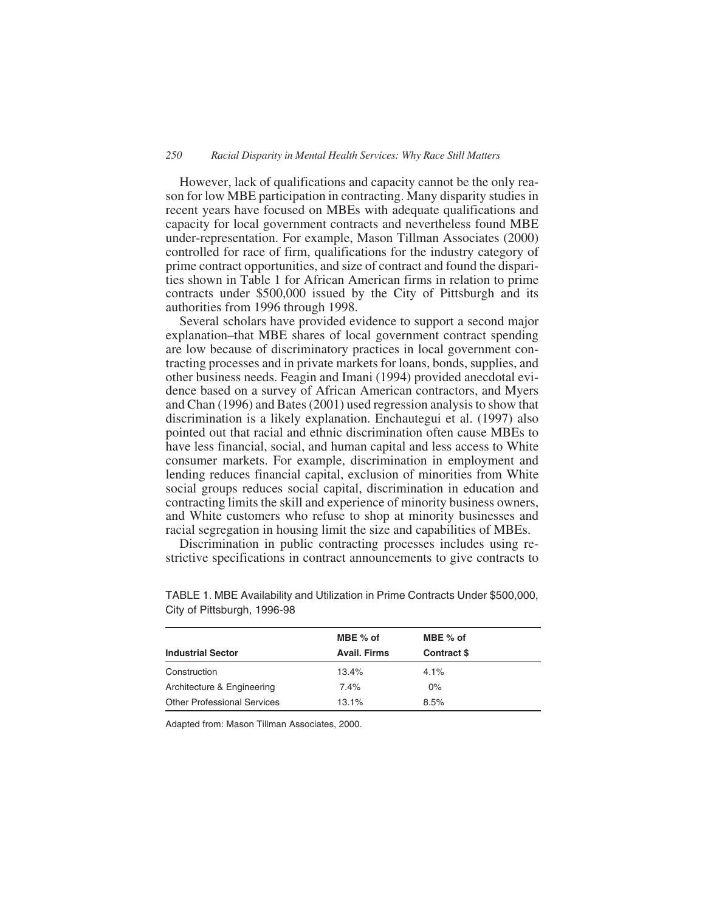However, lack of qualifications and capacity cannot be the only reason for low MBE participation in contracting. Many disparity studies in recent years have focused on MBEs with adequate qualifications and capacity for local government contracts and nevertheless found MBE under-representation. For example, Mason Tillman Associates (2000) controlled for race of firm, qualifications for the industry category of prime contract opportunities, and size of contract and found the disparities shown in Table 1 for African American firms in relation to prime contracts under $500,000 issued by the City of Pittsburgh and its authorities from 1996 through 1998.

Several scholars have provided evidence to support a second major explanation–that MBE shares of local government contract spending are low because of discriminatory practices in local government contracting processes and in private markets for loans, bonds, supplies, and other business needs. Feagin and Imani (1994) provided anecdotal evidence based on a survey of African American contractors, and Myers and Chan (1996) and Bates (2001) used regression analysis to show that discrimination is a likely explanation. Enchautegui et al. (1997) also pointed out that racial and ethnic discrimination often cause MBEs to have less financial, social, and human capital and less access to White consumer markets. For example, discrimination in employment and lending reduces financial capital, exclusion of minorities from White social groups reduces social capital, discrimination in education and contracting limits the skill and experience of minority business owners, and White customers who refuse to shop at minority businesses and racial segregation in housing limit the size and capabilities of MBEs.

Discrimination in public contracting processes includes using restrictive specifications in contract announcements to give contracts to

TABLE 1. MBE Availability and Utilization in Prime Contracts Under $500,000, City of Pittsburgh, 1996-98

| Industrial Sector | MBE % of Avail. Firms | MBE % of Contract $ |
|---|---|---|
| Construction | 13.4% | 4.1% |
| Architecture & Engineering | 7.4% | 0% |
| Other Professional Services | 13.1% | 8.5% |

Adapted from: Mason Tillman Associates, 2000.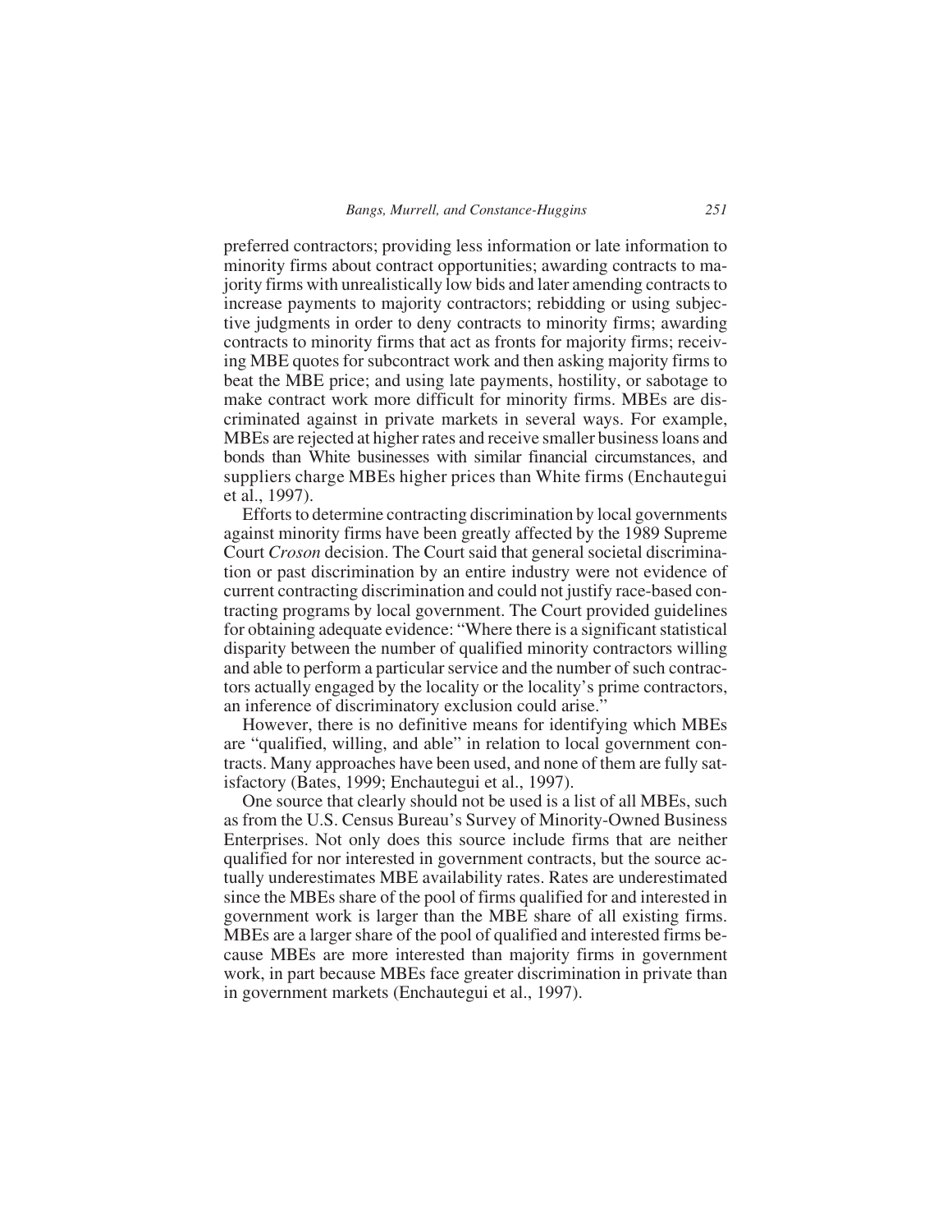preferred contractors; providing less information or late information to minority firms about contract opportunities; awarding contracts to majority firms with unrealistically low bids and later amending contracts to increase payments to majority contractors; rebidding or using subjective judgments in order to deny contracts to minority firms; awarding contracts to minority firms that act as fronts for majority firms; receiving MBE quotes for subcontract work and then asking majority firms to beat the MBE price; and using late payments, hostility, or sabotage to make contract work more difficult for minority firms. MBEs are discriminated against in private markets in several ways. For example, MBEs are rejected at higher rates and receive smaller business loans and bonds than White businesses with similar financial circumstances, and suppliers charge MBEs higher prices than White firms (Enchautegui et al., 1997).

Efforts to determine contracting discrimination by local governments against minority firms have been greatly affected by the 1989 Supreme Court *Croson* decision. The Court said that general societal discrimination or past discrimination by an entire industry were not evidence of current contracting discrimination and could not justify race-based contracting programs by local government. The Court provided guidelines for obtaining adequate evidence: "Where there is a significant statistical disparity between the number of qualified minority contractors willing and able to perform a particular service and the number of such contractors actually engaged by the locality or the locality's prime contractors, an inference of discriminatory exclusion could arise."

However, there is no definitive means for identifying which MBEs are "qualified, willing, and able" in relation to local government contracts. Many approaches have been used, and none of them are fully satisfactory (Bates, 1999; Enchautegui et al., 1997).

One source that clearly should not be used is a list of all MBEs, such as from the U.S. Census Bureau's Survey of Minority-Owned Business Enterprises. Not only does this source include firms that are neither qualified for nor interested in government contracts, but the source actually underestimates MBE availability rates. Rates are underestimated since the MBEs share of the pool of firms qualified for and interested in government work is larger than the MBE share of all existing firms. MBEs are a larger share of the pool of qualified and interested firms because MBEs are more interested than majority firms in government work, in part because MBEs face greater discrimination in private than in government markets (Enchautegui et al., 1997).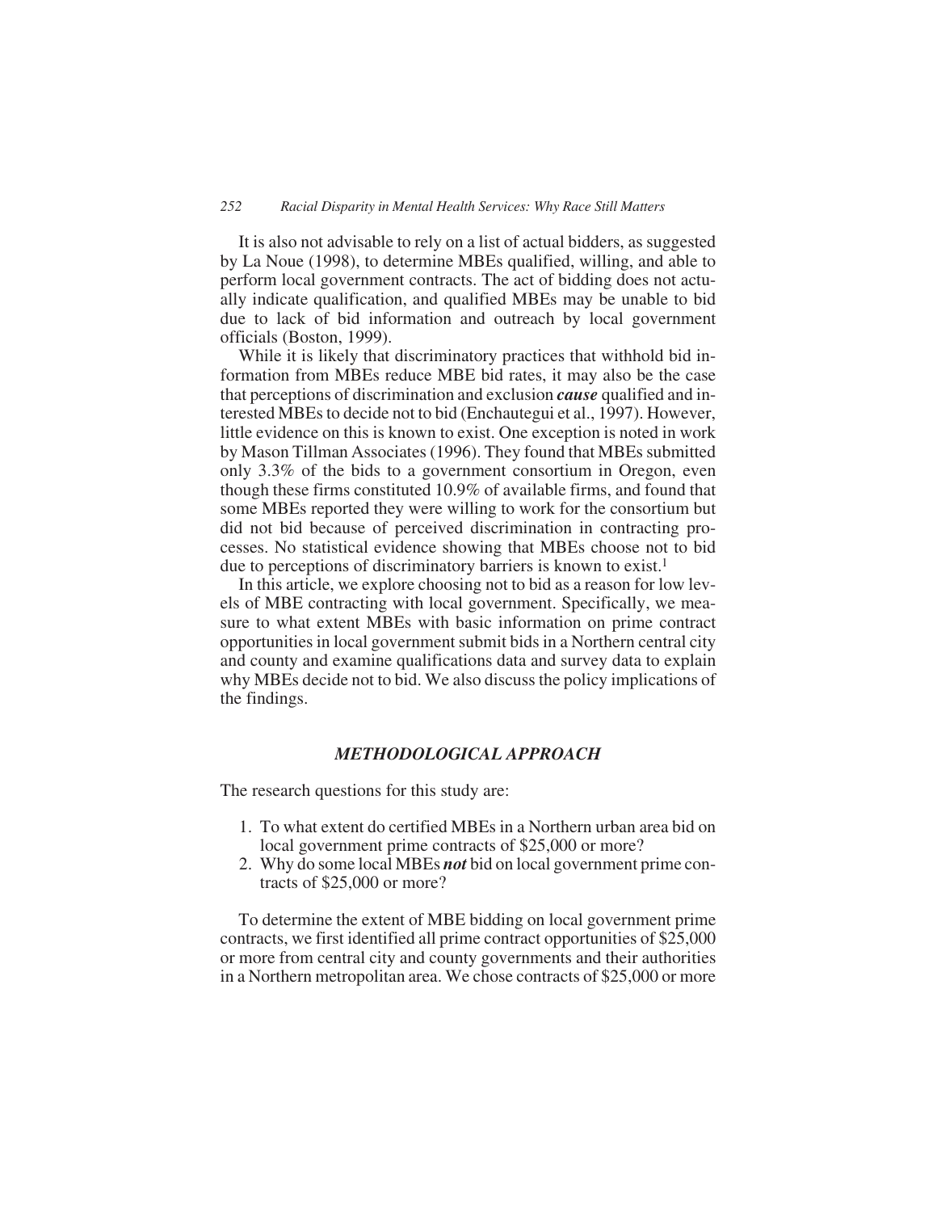It is also not advisable to rely on a list of actual bidders, as suggested by La Noue (1998), to determine MBEs qualified, willing, and able to perform local government contracts. The act of bidding does not actually indicate qualification, and qualified MBEs may be unable to bid due to lack of bid information and outreach by local government officials (Boston, 1999).

While it is likely that discriminatory practices that withhold bid information from MBEs reduce MBE bid rates, it may also be the case that perceptions of discrimination and exclusion ***cause*** qualified and interested MBEs to decide not to bid (Enchautegui et al., 1997). However, little evidence on this is known to exist. One exception is noted in work by Mason Tillman Associates (1996). They found that MBEs submitted only 3.3% of the bids to a government consortium in Oregon, even though these firms constituted 10.9% of available firms, and found that some MBEs reported they were willing to work for the consortium but did not bid because of perceived discrimination in contracting processes. No statistical evidence showing that MBEs choose not to bid due to perceptions of discriminatory barriers is known to exist.[1]

In this article, we explore choosing not to bid as a reason for low levels of MBE contracting with local government. Specifically, we measure to what extent MBEs with basic information on prime contract opportunities in local government submit bids in a Northern central city and county and examine qualifications data and survey data to explain why MBEs decide not to bid. We also discuss the policy implications of the findings.

## *METHODOLOGICAL APPROACH*

The research questions for this study are:

1. To what extent do certified MBEs in a Northern urban area bid on local government prime contracts of $25,000 or more?
2. Why do some local MBEs ***not*** bid on local government prime contracts of $25,000 or more?

To determine the extent of MBE bidding on local government prime contracts, we first identified all prime contract opportunities of $25,000 or more from central city and county governments and their authorities in a Northern metropolitan area. We chose contracts of $25,000 or more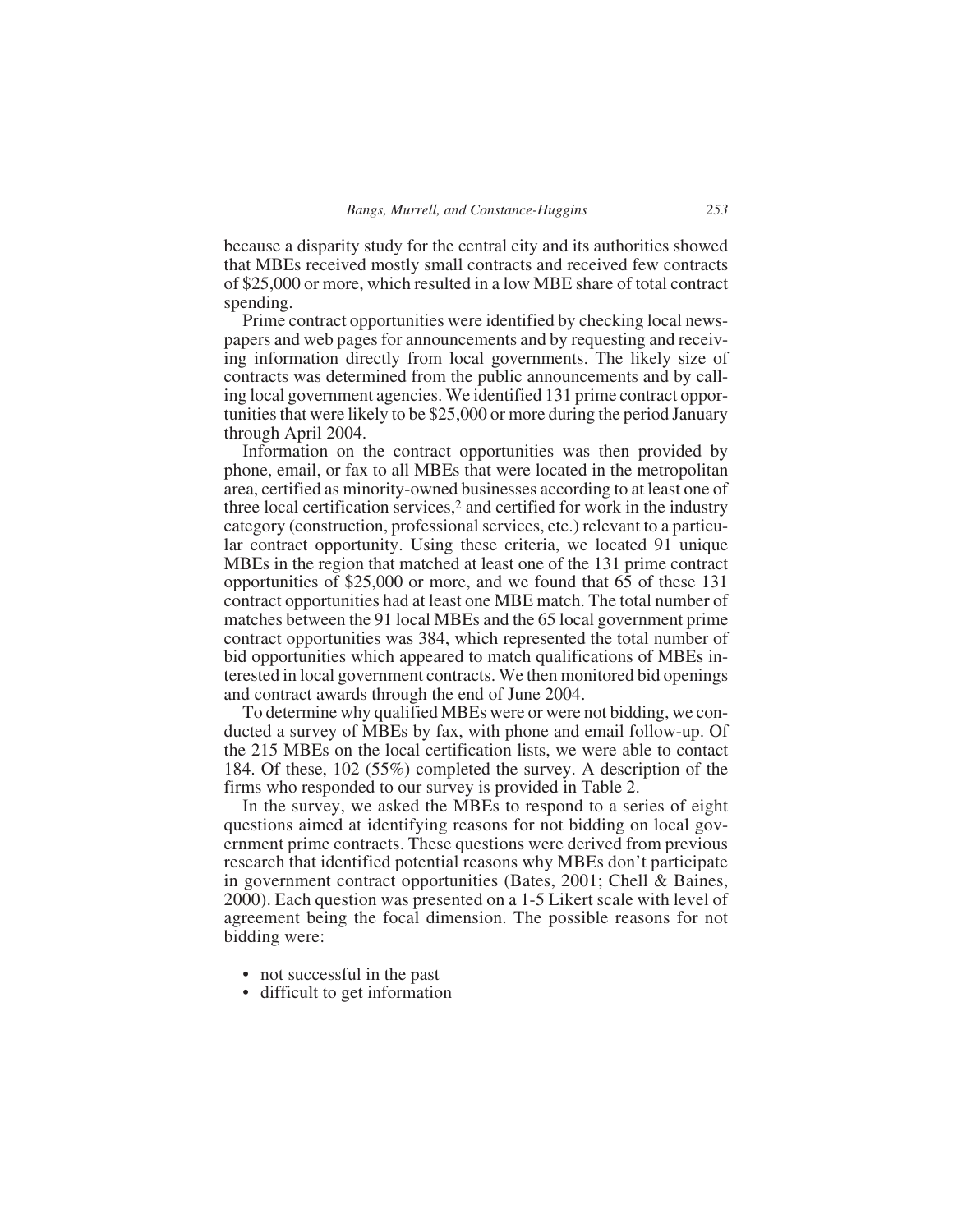because a disparity study for the central city and its authorities showed that MBEs received mostly small contracts and received few contracts of $25,000 or more, which resulted in a low MBE share of total contract spending.

Prime contract opportunities were identified by checking local newspapers and web pages for announcements and by requesting and receiving information directly from local governments. The likely size of contracts was determined from the public announcements and by calling local government agencies. We identified 131 prime contract opportunities that were likely to be $25,000 or more during the period January through April 2004.

Information on the contract opportunities was then provided by phone, email, or fax to all MBEs that were located in the metropolitan area, certified as minority-owned businesses according to at least one of three local certification services,[2] and certified for work in the industry category (construction, professional services, etc.) relevant to a particular contract opportunity. Using these criteria, we located 91 unique MBEs in the region that matched at least one of the 131 prime contract opportunities of $25,000 or more, and we found that 65 of these 131 contract opportunities had at least one MBE match. The total number of matches between the 91 local MBEs and the 65 local government prime contract opportunities was 384, which represented the total number of bid opportunities which appeared to match qualifications of MBEs interested in local government contracts. We then monitored bid openings and contract awards through the end of June 2004.

To determine why qualified MBEs were or were not bidding, we conducted a survey of MBEs by fax, with phone and email follow-up. Of the 215 MBEs on the local certification lists, we were able to contact 184. Of these, 102 (55%) completed the survey. A description of the firms who responded to our survey is provided in Table 2.

In the survey, we asked the MBEs to respond to a series of eight questions aimed at identifying reasons for not bidding on local government prime contracts. These questions were derived from previous research that identified potential reasons why MBEs don't participate in government contract opportunities (Bates, 2001; Chell & Baines, 2000). Each question was presented on a 1-5 Likert scale with level of agreement being the focal dimension. The possible reasons for not bidding were:

- not successful in the past
- difficult to get information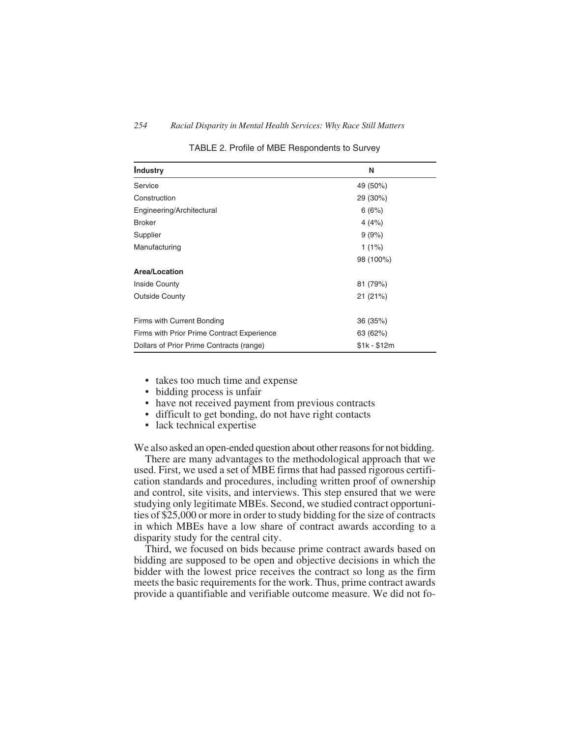TABLE 2. Profile of MBE Respondents to Survey

| **Industry** | **N** |
|---|---|
| Service | 49 (50%) |
| Construction | 29 (30%) |
| Engineering/Architectural | 6 (6%) |
| Broker | 4 (4%) |
| Supplier | 9 (9%) |
| Manufacturing | 1 (1%) |
| | 98 (100%) |
| **Area/Location** | |
| Inside County | 81 (79%) |
| Outside County | 21 (21%) |
| | |
| Firms with Current Bonding | 36 (35%) |
| Firms with Prior Prime Contract Experience | 63 (62%) |
| Dollars of Prior Prime Contracts (range) | $1k - $12m |

- takes too much time and expense
- bidding process is unfair
- have not received payment from previous contracts
- difficult to get bonding, do not have right contacts
- lack technical expertise

We also asked an open-ended question about other reasons for not bidding.

There are many advantages to the methodological approach that we used. First, we used a set of MBE firms that had passed rigorous certification standards and procedures, including written proof of ownership and control, site visits, and interviews. This step ensured that we were studying only legitimate MBEs. Second, we studied contract opportunities of $25,000 or more in order to study bidding for the size of contracts in which MBEs have a low share of contract awards according to a disparity study for the central city.

Third, we focused on bids because prime contract awards based on bidding are supposed to be open and objective decisions in which the bidder with the lowest price receives the contract so long as the firm meets the basic requirements for the work. Thus, prime contract awards provide a quantifiable and verifiable outcome measure. We did not fo-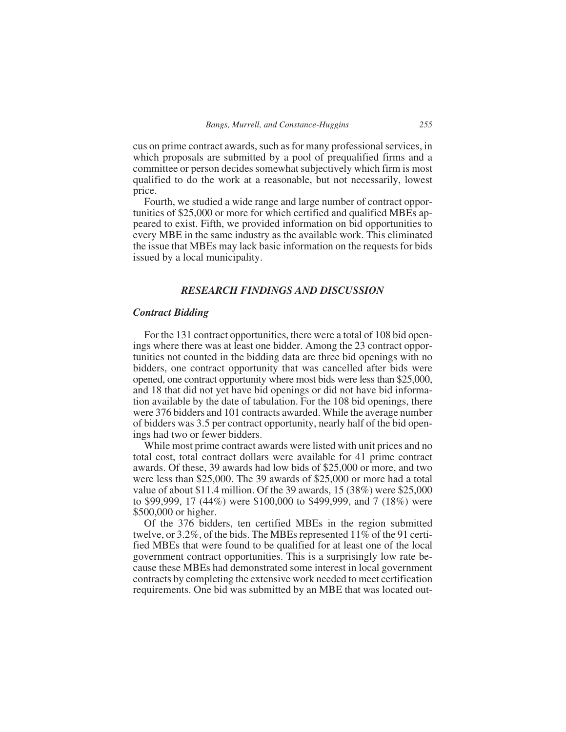cus on prime contract awards, such as for many professional services, in which proposals are submitted by a pool of prequalified firms and a committee or person decides somewhat subjectively which firm is most qualified to do the work at a reasonable, but not necessarily, lowest price.

Fourth, we studied a wide range and large number of contract opportunities of $25,000 or more for which certified and qualified MBEs appeared to exist. Fifth, we provided information on bid opportunities to every MBE in the same industry as the available work. This eliminated the issue that MBEs may lack basic information on the requests for bids issued by a local municipality.

## *RESEARCH FINDINGS AND DISCUSSION*

### *Contract Bidding*

For the 131 contract opportunities, there were a total of 108 bid openings where there was at least one bidder. Among the 23 contract opportunities not counted in the bidding data are three bid openings with no bidders, one contract opportunity that was cancelled after bids were opened, one contract opportunity where most bids were less than $25,000, and 18 that did not yet have bid openings or did not have bid information available by the date of tabulation. For the 108 bid openings, there were 376 bidders and 101 contracts awarded. While the average number of bidders was 3.5 per contract opportunity, nearly half of the bid openings had two or fewer bidders.

While most prime contract awards were listed with unit prices and no total cost, total contract dollars were available for 41 prime contract awards. Of these, 39 awards had low bids of $25,000 or more, and two were less than $25,000. The 39 awards of $25,000 or more had a total value of about $11.4 million. Of the 39 awards, 15 (38%) were $25,000 to $99,999, 17 (44%) were $100,000 to $499,999, and 7 (18%) were $500,000 or higher.

Of the 376 bidders, ten certified MBEs in the region submitted twelve, or 3.2%, of the bids. The MBEs represented 11% of the 91 certified MBEs that were found to be qualified for at least one of the local government contract opportunities. This is a surprisingly low rate because these MBEs had demonstrated some interest in local government contracts by completing the extensive work needed to meet certification requirements. One bid was submitted by an MBE that was located out-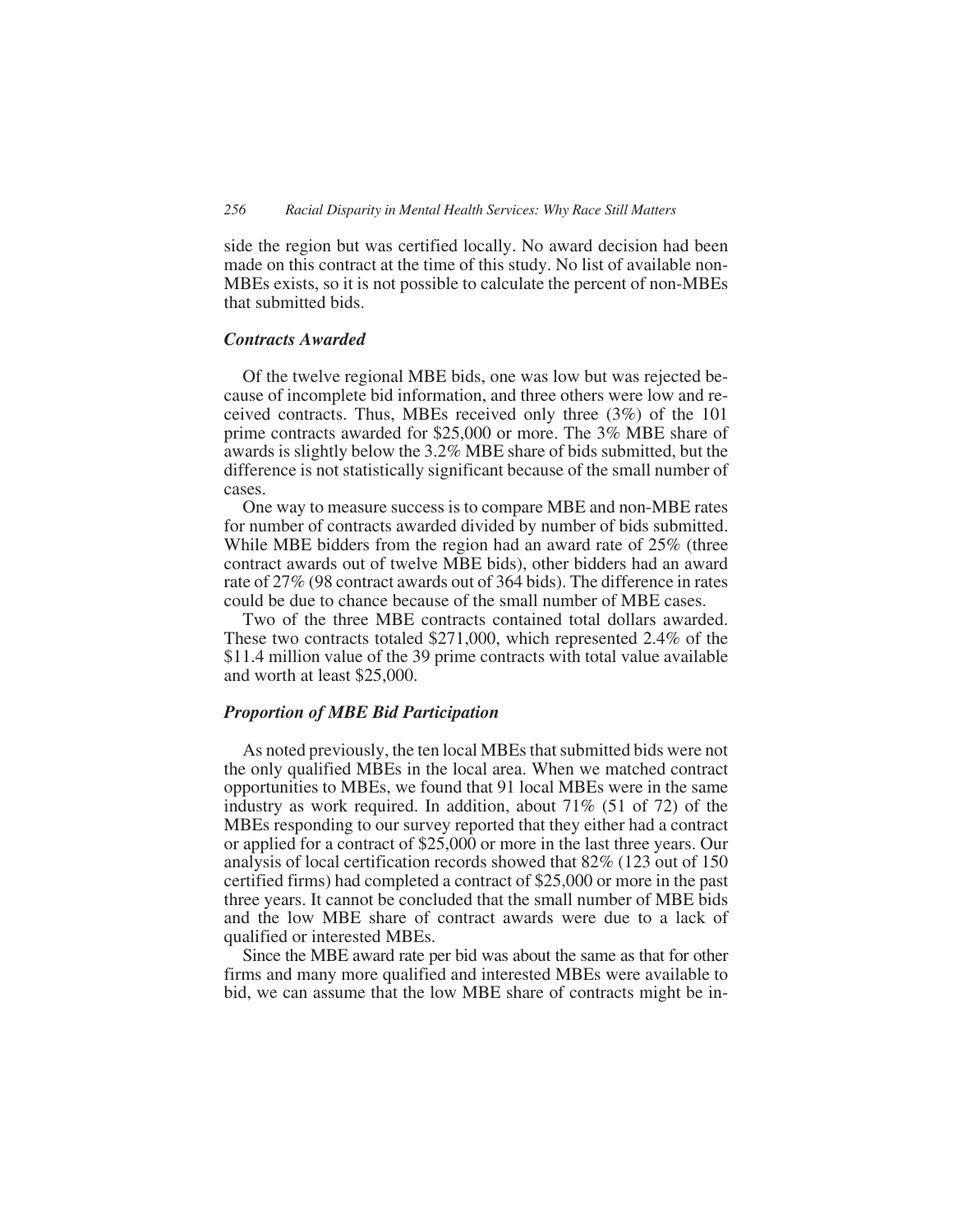side the region but was certified locally. No award decision had been made on this contract at the time of this study. No list of available non-MBEs exists, so it is not possible to calculate the percent of non-MBEs that submitted bids.

### *Contracts Awarded*

Of the twelve regional MBE bids, one was low but was rejected because of incomplete bid information, and three others were low and received contracts. Thus, MBEs received only three (3%) of the 101 prime contracts awarded for $25,000 or more. The 3% MBE share of awards is slightly below the 3.2% MBE share of bids submitted, but the difference is not statistically significant because of the small number of cases.

One way to measure success is to compare MBE and non-MBE rates for number of contracts awarded divided by number of bids submitted. While MBE bidders from the region had an award rate of 25% (three contract awards out of twelve MBE bids), other bidders had an award rate of 27% (98 contract awards out of 364 bids). The difference in rates could be due to chance because of the small number of MBE cases.

Two of the three MBE contracts contained total dollars awarded. These two contracts totaled $271,000, which represented 2.4% of the $11.4 million value of the 39 prime contracts with total value available and worth at least $25,000.

### *Proportion of MBE Bid Participation*

As noted previously, the ten local MBEs that submitted bids were not the only qualified MBEs in the local area. When we matched contract opportunities to MBEs, we found that 91 local MBEs were in the same industry as work required. In addition, about 71% (51 of 72) of the MBEs responding to our survey reported that they either had a contract or applied for a contract of $25,000 or more in the last three years. Our analysis of local certification records showed that 82% (123 out of 150 certified firms) had completed a contract of $25,000 or more in the past three years. It cannot be concluded that the small number of MBE bids and the low MBE share of contract awards were due to a lack of qualified or interested MBEs.

Since the MBE award rate per bid was about the same as that for other firms and many more qualified and interested MBEs were available to bid, we can assume that the low MBE share of contracts might be in-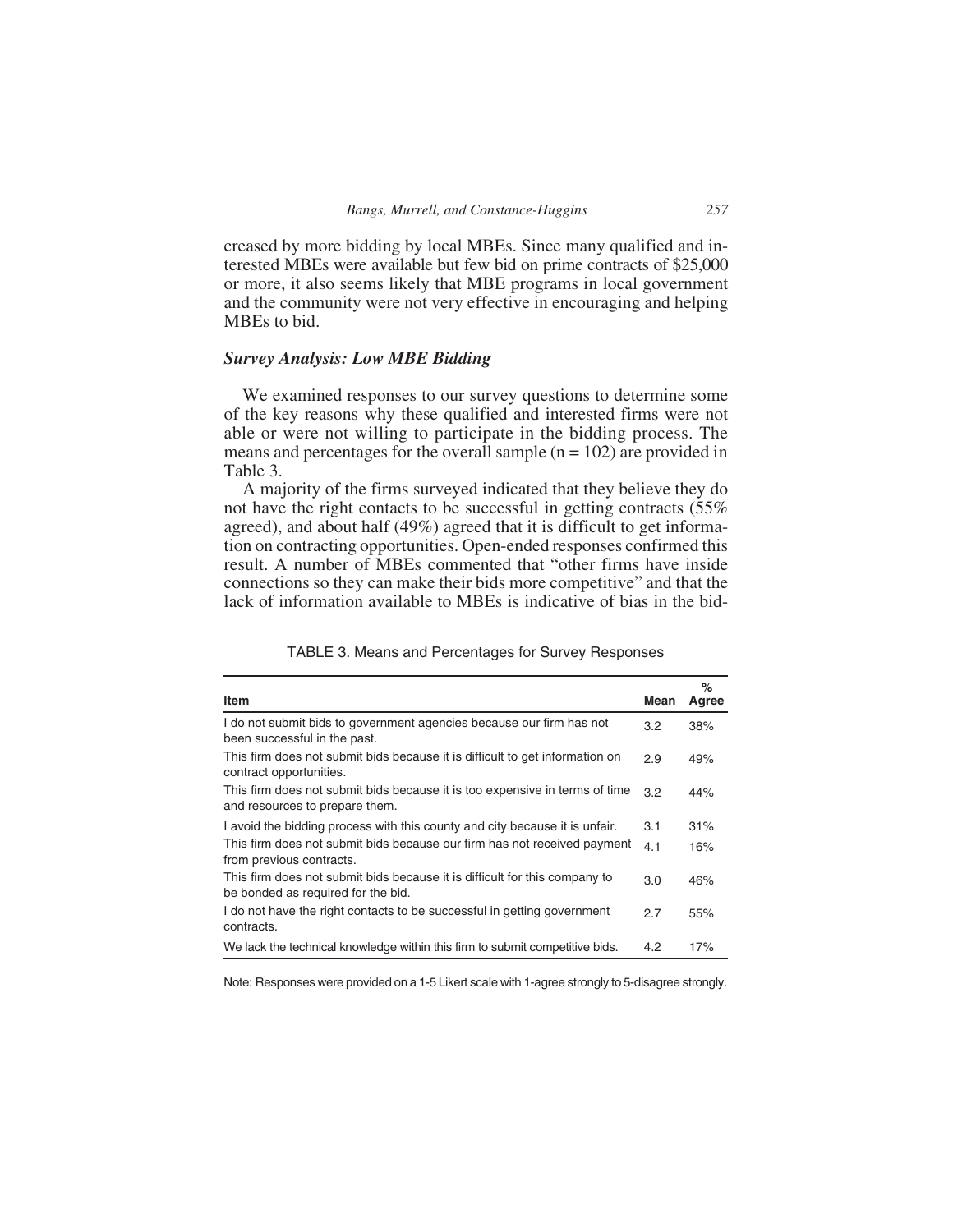creased by more bidding by local MBEs. Since many qualified and interested MBEs were available but few bid on prime contracts of $25,000 or more, it also seems likely that MBE programs in local government and the community were not very effective in encouraging and helping MBEs to bid.

### *Survey Analysis: Low MBE Bidding*

We examined responses to our survey questions to determine some of the key reasons why these qualified and interested firms were not able or were not willing to participate in the bidding process. The means and percentages for the overall sample (n = 102) are provided in Table 3.

A majority of the firms surveyed indicated that they believe they do not have the right contacts to be successful in getting contracts (55% agreed), and about half (49%) agreed that it is difficult to get information on contracting opportunities. Open-ended responses confirmed this result. A number of MBEs commented that "other firms have inside connections so they can make their bids more competitive" and that the lack of information available to MBEs is indicative of bias in the bid-

TABLE 3. Means and Percentages for Survey Responses

| Item | Mean | % Agree |
|---|---|---|
| I do not submit bids to government agencies because our firm has not been successful in the past. | 3.2 | 38% |
| This firm does not submit bids because it is difficult to get information on contract opportunities. | 2.9 | 49% |
| This firm does not submit bids because it is too expensive in terms of time and resources to prepare them. | 3.2 | 44% |
| I avoid the bidding process with this county and city because it is unfair. | 3.1 | 31% |
| This firm does not submit bids because our firm has not received payment from previous contracts. | 4.1 | 16% |
| This firm does not submit bids because it is difficult for this company to be bonded as required for the bid. | 3.0 | 46% |
| I do not have the right contacts to be successful in getting government contracts. | 2.7 | 55% |
| We lack the technical knowledge within this firm to submit competitive bids. | 4.2 | 17% |

Note: Responses were provided on a 1-5 Likert scale with 1-agree strongly to 5-disagree strongly.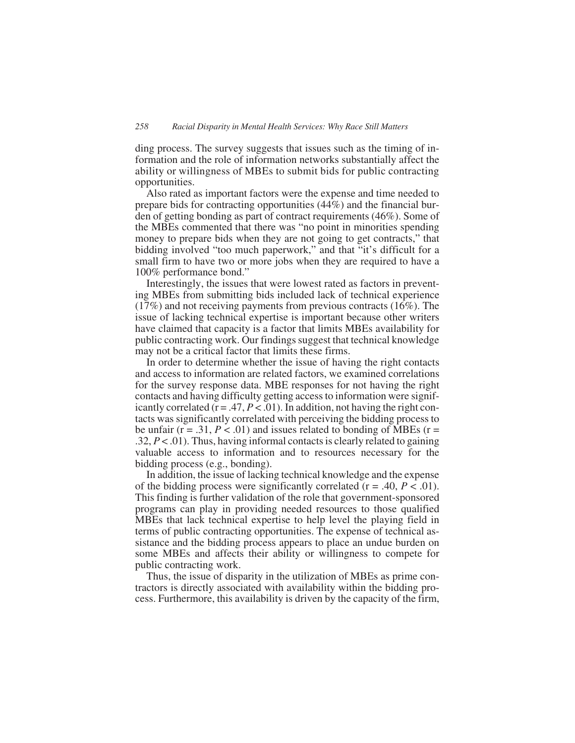ding process. The survey suggests that issues such as the timing of information and the role of information networks substantially affect the ability or willingness of MBEs to submit bids for public contracting opportunities.

Also rated as important factors were the expense and time needed to prepare bids for contracting opportunities (44%) and the financial burden of getting bonding as part of contract requirements (46%). Some of the MBEs commented that there was "no point in minorities spending money to prepare bids when they are not going to get contracts," that bidding involved "too much paperwork," and that "it's difficult for a small firm to have two or more jobs when they are required to have a 100% performance bond."

Interestingly, the issues that were lowest rated as factors in preventing MBEs from submitting bids included lack of technical experience (17%) and not receiving payments from previous contracts (16%). The issue of lacking technical expertise is important because other writers have claimed that capacity is a factor that limits MBEs availability for public contracting work. Our findings suggest that technical knowledge may not be a critical factor that limits these firms.

In order to determine whether the issue of having the right contacts and access to information are related factors, we examined correlations for the survey response data. MBE responses for not having the right contacts and having difficulty getting access to information were significantly correlated ($r = .47, P < .01$). In addition, not having the right contacts was significantly correlated with perceiving the bidding process to be unfair ($r = .31, P < .01$) and issues related to bonding of MBEs ($r = .32, P < .01$). Thus, having informal contacts is clearly related to gaining valuable access to information and to resources necessary for the bidding process (e.g., bonding).

In addition, the issue of lacking technical knowledge and the expense of the bidding process were significantly correlated ($r = .40, P < .01$). This finding is further validation of the role that government-sponsored programs can play in providing needed resources to those qualified MBEs that lack technical expertise to help level the playing field in terms of public contracting opportunities. The expense of technical assistance and the bidding process appears to place an undue burden on some MBEs and affects their ability or willingness to compete for public contracting work.

Thus, the issue of disparity in the utilization of MBEs as prime contractors is directly associated with availability within the bidding process. Furthermore, this availability is driven by the capacity of the firm,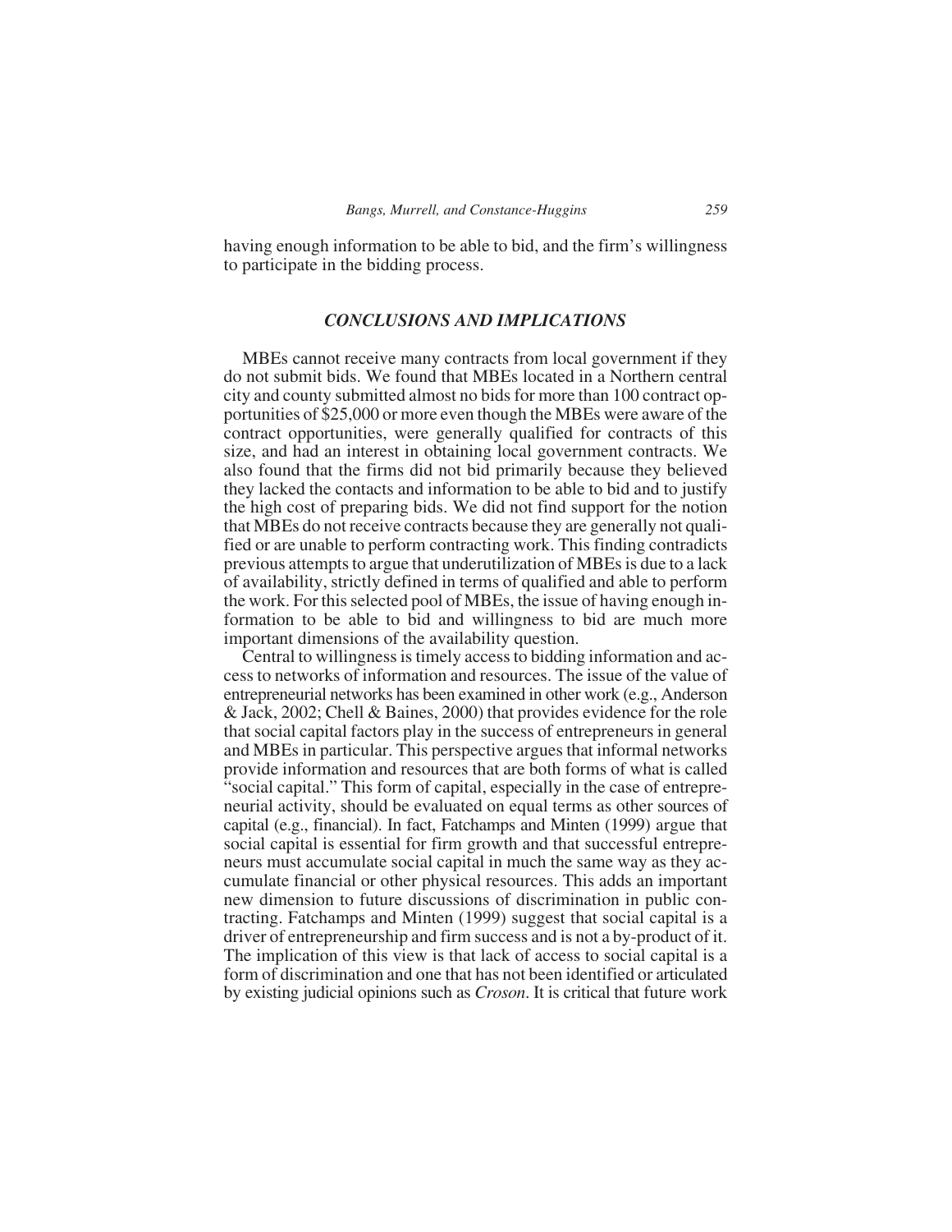having enough information to be able to bid, and the firm's willingness to participate in the bidding process.

## *CONCLUSIONS AND IMPLICATIONS*

MBEs cannot receive many contracts from local government if they do not submit bids. We found that MBEs located in a Northern central city and county submitted almost no bids for more than 100 contract opportunities of $25,000 or more even though the MBEs were aware of the contract opportunities, were generally qualified for contracts of this size, and had an interest in obtaining local government contracts. We also found that the firms did not bid primarily because they believed they lacked the contacts and information to be able to bid and to justify the high cost of preparing bids. We did not find support for the notion that MBEs do not receive contracts because they are generally not qualified or are unable to perform contracting work. This finding contradicts previous attempts to argue that underutilization of MBEs is due to a lack of availability, strictly defined in terms of qualified and able to perform the work. For this selected pool of MBEs, the issue of having enough information to be able to bid and willingness to bid are much more important dimensions of the availability question.

Central to willingness is timely access to bidding information and access to networks of information and resources. The issue of the value of entrepreneurial networks has been examined in other work (e.g., Anderson & Jack, 2002; Chell & Baines, 2000) that provides evidence for the role that social capital factors play in the success of entrepreneurs in general and MBEs in particular. This perspective argues that informal networks provide information and resources that are both forms of what is called "social capital." This form of capital, especially in the case of entrepreneurial activity, should be evaluated on equal terms as other sources of capital (e.g., financial). In fact, Fatchamps and Minten (1999) argue that social capital is essential for firm growth and that successful entrepreneurs must accumulate social capital in much the same way as they accumulate financial or other physical resources. This adds an important new dimension to future discussions of discrimination in public contracting. Fatchamps and Minten (1999) suggest that social capital is a driver of entrepreneurship and firm success and is not a by-product of it. The implication of this view is that lack of access to social capital is a form of discrimination and one that has not been identified or articulated by existing judicial opinions such as *Croson*. It is critical that future work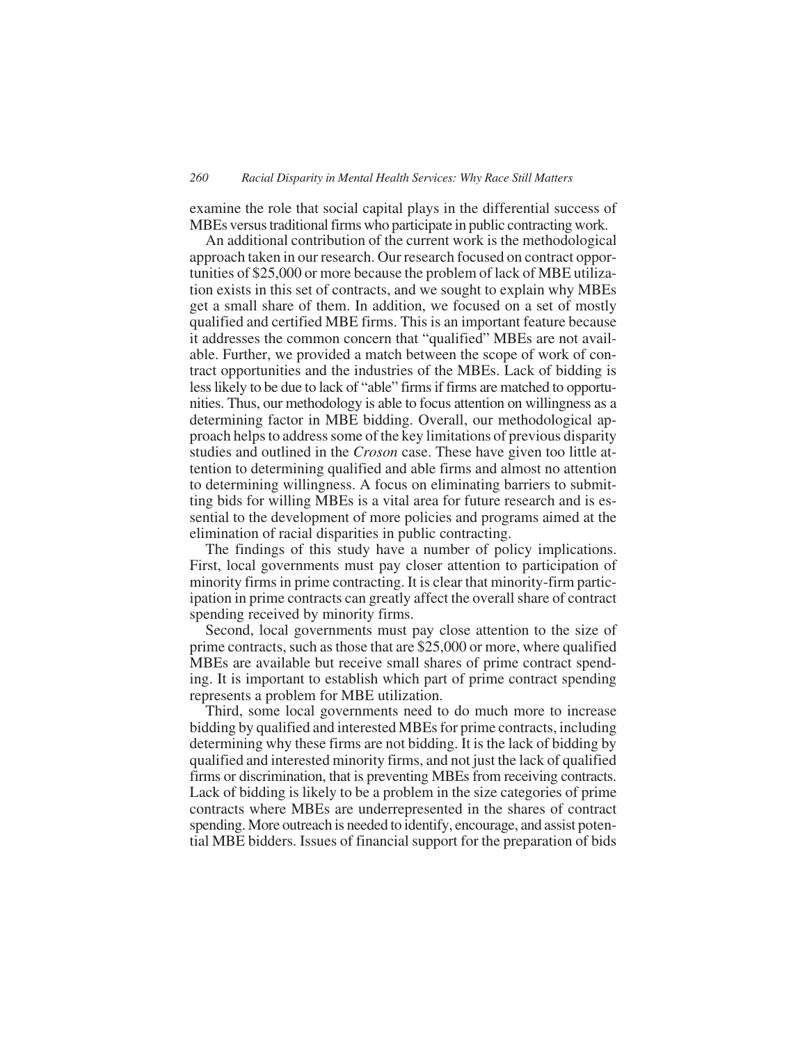examine the role that social capital plays in the differential success of MBEs versus traditional firms who participate in public contracting work.

An additional contribution of the current work is the methodological approach taken in our research. Our research focused on contract opportunities of $25,000 or more because the problem of lack of MBE utilization exists in this set of contracts, and we sought to explain why MBEs get a small share of them. In addition, we focused on a set of mostly qualified and certified MBE firms. This is an important feature because it addresses the common concern that "qualified" MBEs are not available. Further, we provided a match between the scope of work of contract opportunities and the industries of the MBEs. Lack of bidding is less likely to be due to lack of "able" firms if firms are matched to opportunities. Thus, our methodology is able to focus attention on willingness as a determining factor in MBE bidding. Overall, our methodological approach helps to address some of the key limitations of previous disparity studies and outlined in the *Croson* case. These have given too little attention to determining qualified and able firms and almost no attention to determining willingness. A focus on eliminating barriers to submitting bids for willing MBEs is a vital area for future research and is essential to the development of more policies and programs aimed at the elimination of racial disparities in public contracting.

The findings of this study have a number of policy implications. First, local governments must pay closer attention to participation of minority firms in prime contracting. It is clear that minority-firm participation in prime contracts can greatly affect the overall share of contract spending received by minority firms.

Second, local governments must pay close attention to the size of prime contracts, such as those that are $25,000 or more, where qualified MBEs are available but receive small shares of prime contract spending. It is important to establish which part of prime contract spending represents a problem for MBE utilization.

Third, some local governments need to do much more to increase bidding by qualified and interested MBEs for prime contracts, including determining why these firms are not bidding. It is the lack of bidding by qualified and interested minority firms, and not just the lack of qualified firms or discrimination, that is preventing MBEs from receiving contracts. Lack of bidding is likely to be a problem in the size categories of prime contracts where MBEs are underrepresented in the shares of contract spending. More outreach is needed to identify, encourage, and assist potential MBE bidders. Issues of financial support for the preparation of bids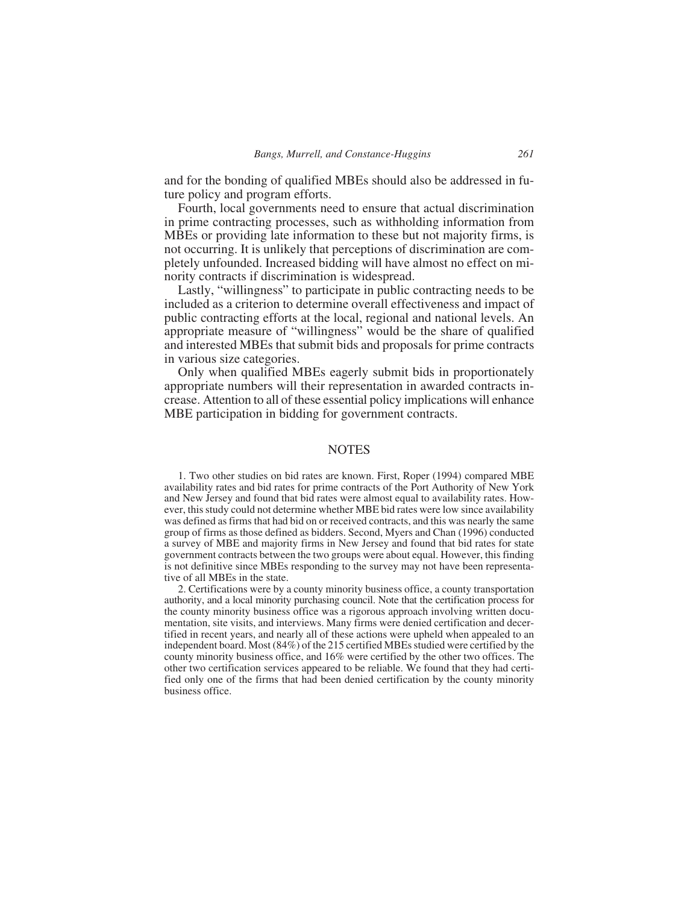and for the bonding of qualified MBEs should also be addressed in future policy and program efforts.

Fourth, local governments need to ensure that actual discrimination in prime contracting processes, such as withholding information from MBEs or providing late information to these but not majority firms, is not occurring. It is unlikely that perceptions of discrimination are completely unfounded. Increased bidding will have almost no effect on minority contracts if discrimination is widespread.

Lastly, "willingness" to participate in public contracting needs to be included as a criterion to determine overall effectiveness and impact of public contracting efforts at the local, regional and national levels. An appropriate measure of "willingness" would be the share of qualified and interested MBEs that submit bids and proposals for prime contracts in various size categories.

Only when qualified MBEs eagerly submit bids in proportionately appropriate numbers will their representation in awarded contracts increase. Attention to all of these essential policy implications will enhance MBE participation in bidding for government contracts.

## NOTES

1. Two other studies on bid rates are known. First, Roper (1994) compared MBE availability rates and bid rates for prime contracts of the Port Authority of New York and New Jersey and found that bid rates were almost equal to availability rates. However, this study could not determine whether MBE bid rates were low since availability was defined as firms that had bid on or received contracts, and this was nearly the same group of firms as those defined as bidders. Second, Myers and Chan (1996) conducted a survey of MBE and majority firms in New Jersey and found that bid rates for state government contracts between the two groups were about equal. However, this finding is not definitive since MBEs responding to the survey may not have been representative of all MBEs in the state.

2. Certifications were by a county minority business office, a county transportation authority, and a local minority purchasing council. Note that the certification process for the county minority business office was a rigorous approach involving written documentation, site visits, and interviews. Many firms were denied certification and decertified in recent years, and nearly all of these actions were upheld when appealed to an independent board. Most (84%) of the 215 certified MBEs studied were certified by the county minority business office, and 16% were certified by the other two offices. The other two certification services appeared to be reliable. We found that they had certified only one of the firms that had been denied certification by the county minority business office.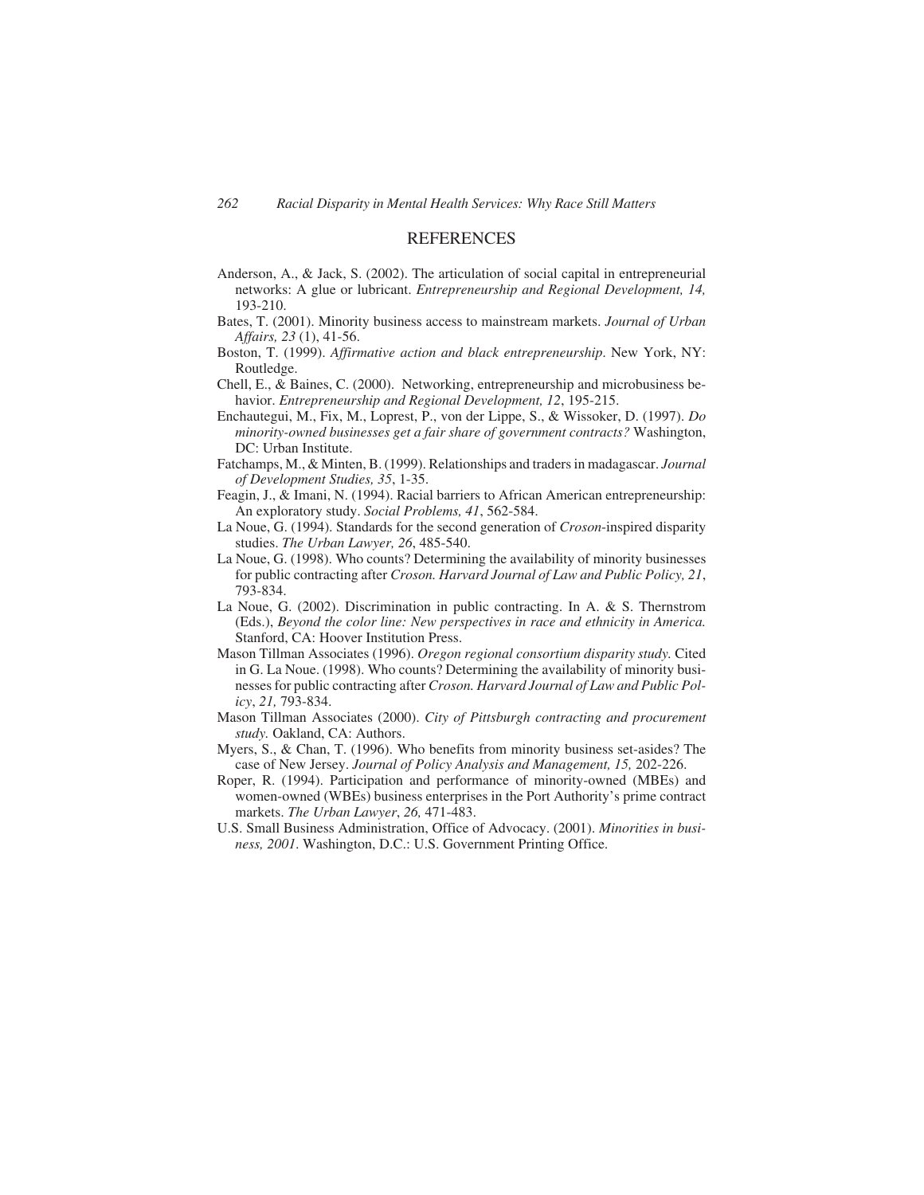## REFERENCES

Anderson, A., & Jack, S. (2002). The articulation of social capital in entrepreneurial networks: A glue or lubricant. *Entrepreneurship and Regional Development, 14,* 193-210.

Bates, T. (2001). Minority business access to mainstream markets. *Journal of Urban Affairs, 23* (1), 41-56.

Boston, T. (1999). *Affirmative action and black entrepreneurship*. New York, NY: Routledge.

Chell, E., & Baines, C. (2000). Networking, entrepreneurship and microbusiness behavior. *Entrepreneurship and Regional Development, 12*, 195-215.

Enchautegui, M., Fix, M., Loprest, P., von der Lippe, S., & Wissoker, D. (1997). *Do minority-owned businesses get a fair share of government contracts?* Washington, DC: Urban Institute.

Fatchamps, M., & Minten, B. (1999). Relationships and traders in madagascar. *Journal of Development Studies, 35*, 1-35.

Feagin, J., & Imani, N. (1994). Racial barriers to African American entrepreneurship: An exploratory study. *Social Problems, 41*, 562-584.

La Noue, G. (1994). Standards for the second generation of *Croson*-inspired disparity studies. *The Urban Lawyer, 26*, 485-540.

La Noue, G. (1998). Who counts? Determining the availability of minority businesses for public contracting after *Croson. Harvard Journal of Law and Public Policy, 21*, 793-834.

La Noue, G. (2002). Discrimination in public contracting. In A. & S. Thernstrom (Eds.), *Beyond the color line: New perspectives in race and ethnicity in America.* Stanford, CA: Hoover Institution Press.

Mason Tillman Associates (1996). *Oregon regional consortium disparity study.* Cited in G. La Noue. (1998). Who counts? Determining the availability of minority businesses for public contracting after *Croson. Harvard Journal of Law and Public Policy*, *21,* 793-834.

Mason Tillman Associates (2000). *City of Pittsburgh contracting and procurement study.* Oakland, CA: Authors.

Myers, S., & Chan, T. (1996). Who benefits from minority business set-asides? The case of New Jersey. *Journal of Policy Analysis and Management, 15,* 202-226.

Roper, R. (1994). Participation and performance of minority-owned (MBEs) and women-owned (WBEs) business enterprises in the Port Authority's prime contract markets. *The Urban Lawyer*, *26,* 471-483.

U.S. Small Business Administration, Office of Advocacy. (2001). *Minorities in business, 2001*. Washington, D.C.: U.S. Government Printing Office.